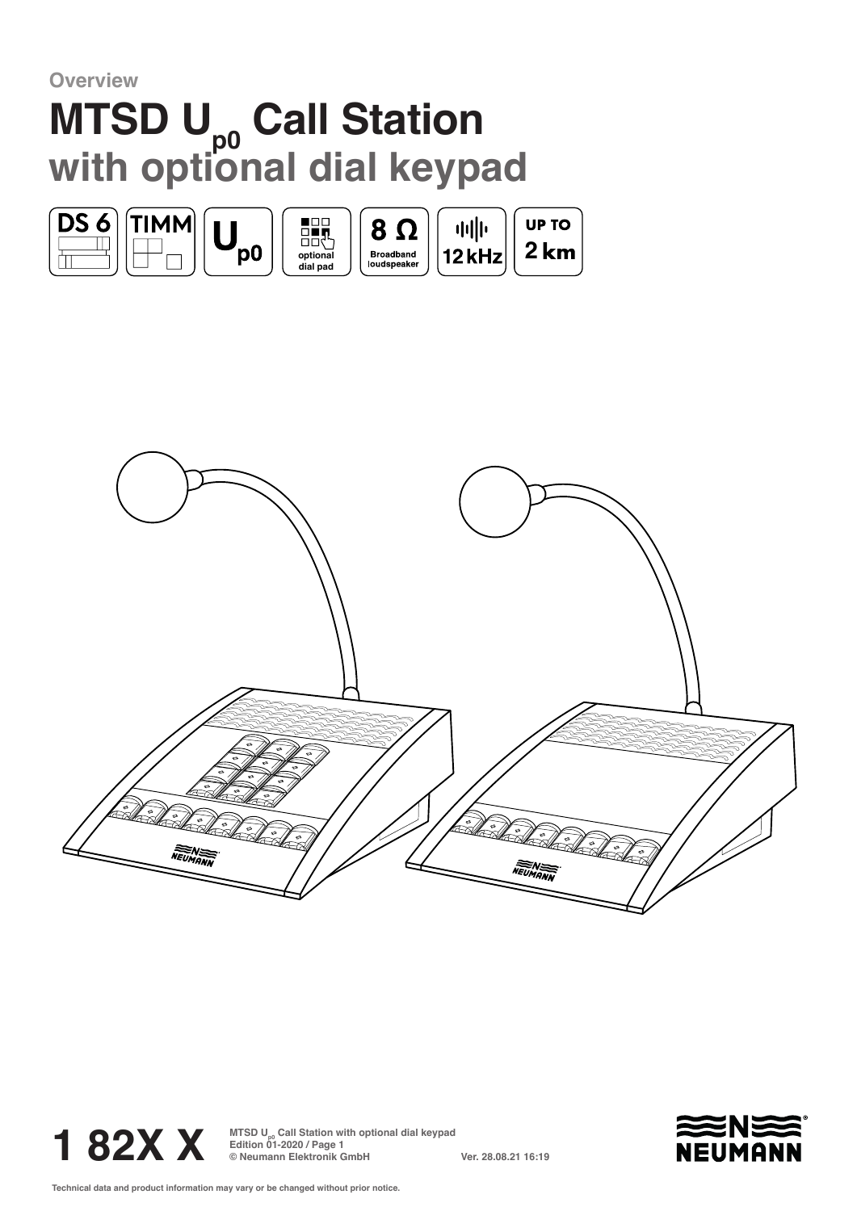Overview

# MTSD $U_{p0}$ Call Station
## with optional dial keypad

DS 6 | TIMM | $U_{p0}$ | optional dial pad | 8 Ω Broadband loudspeaker | 12 kHz | UP TO 2 km

**1 82X X**

MTSD $U_{p0}$ Call Station with optional dial keypad
Edition 01-2020 / Page 1
© Neumann Elektronik GmbH

Ver. 28.08.21 16:19

Technical data and product information may vary or be changed without prior notice.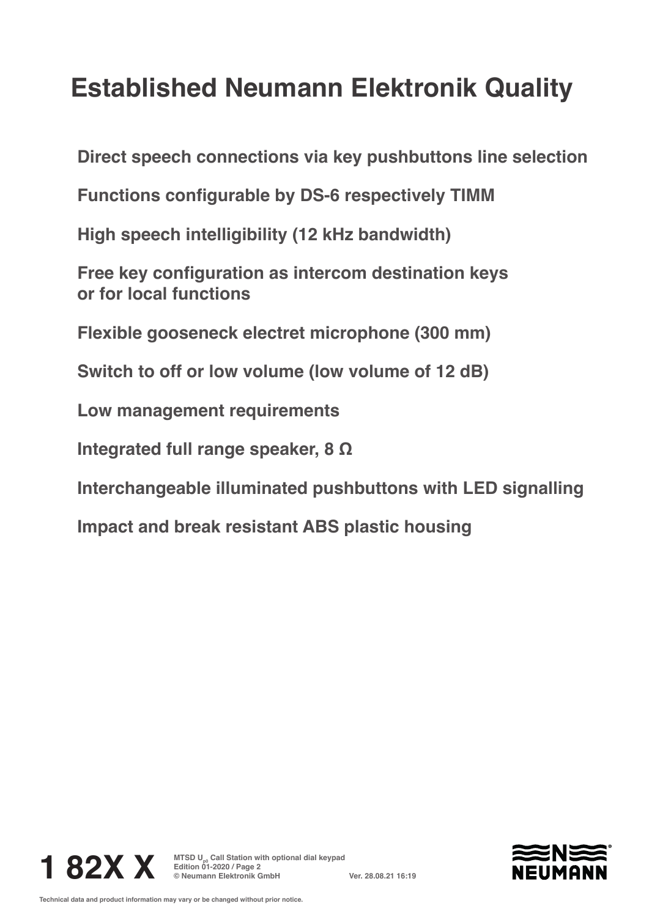# Established Neumann Elektronik Quality

**Direct speech connections via key pushbuttons line selection**

**Functions configurable by DS-6 respectively TIMM**

**High speech intelligibility (12 kHz bandwidth)**

**Free key configuration as intercom destination keys or for local functions**

**Flexible gooseneck electret microphone (300 mm)**

**Switch to off or low volume (low volume of 12 dB)**

**Low management requirements**

**Integrated full range speaker, 8 Ω**

**Interchangeable illuminated pushbuttons with LED signalling**

**Impact and break resistant ABS plastic housing**

**1 82X X** MTSD $U_{p0}$ Call Station with optional dial keypad
Edition 01-2020 / Page 2
© Neumann Elektronik GmbH Ver. 28.08.21 16:19

Technical data and product information may vary or be changed without prior notice.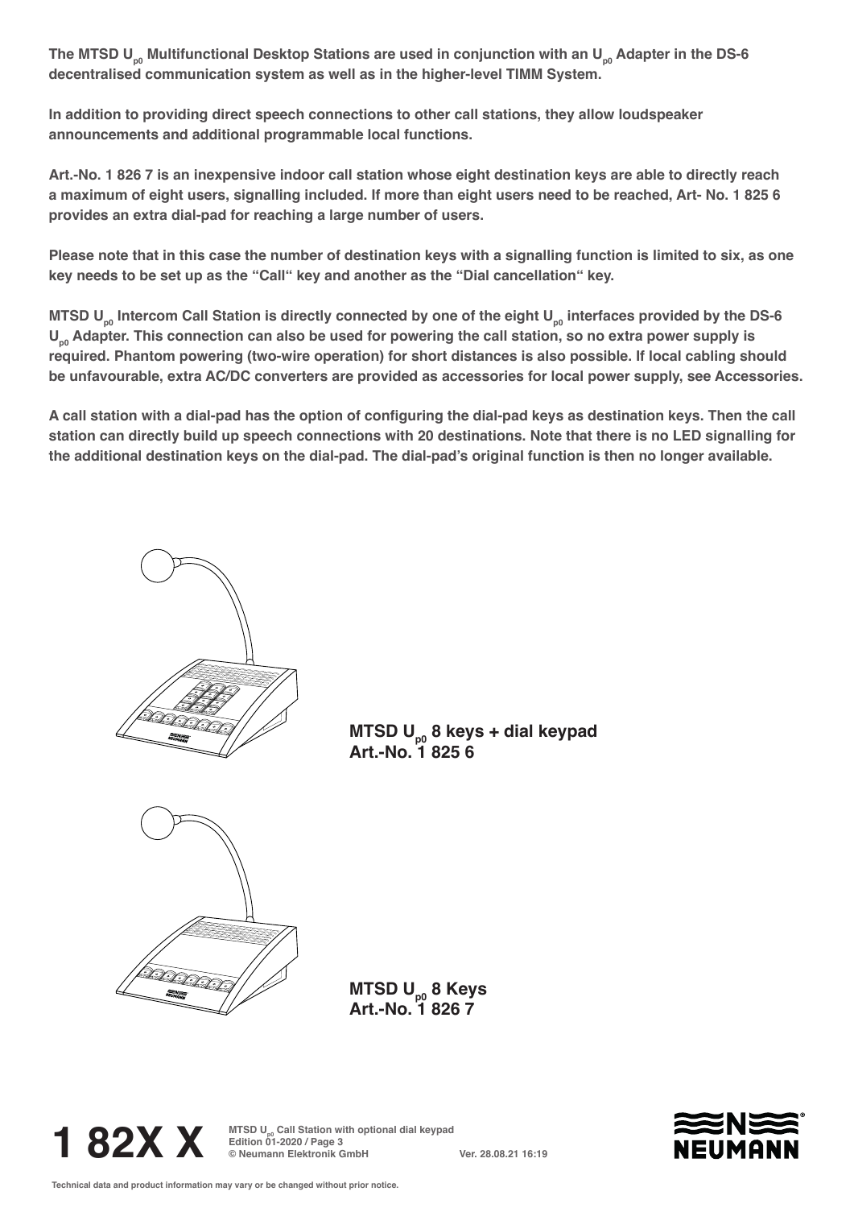**The MTSD $U_{p0}$ Multifunctional Desktop Stations are used in conjunction with an $U_{p0}$ Adapter in the DS-6 decentralised communication system as well as in the higher-level TIMM System.**

**In addition to providing direct speech connections to other call stations, they allow loudspeaker announcements and additional programmable local functions.**

**Art.-No. 1 826 7 is an inexpensive indoor call station whose eight destination keys are able to directly reach a maximum of eight users, signalling included. If more than eight users need to be reached, Art- No. 1 825 6 provides an extra dial-pad for reaching a large number of users.**

**Please note that in this case the number of destination keys with a signalling function is limited to six, as one key needs to be set up as the "Call" key and another as the "Dial cancellation" key.**

**MTSD $U_{p0}$ Intercom Call Station is directly connected by one of the eight $U_{p0}$ interfaces provided by the DS-6 $U_{p0}$ Adapter. This connection can also be used for powering the call station, so no extra power supply is required. Phantom powering (two-wire operation) for short distances is also possible. If local cabling should be unfavourable, extra AC/DC converters are provided as accessories for local power supply, see Accessories.**

**A call station with a dial-pad has the option of configuring the dial-pad keys as destination keys. Then the call station can directly build up speech connections with 20 destinations. Note that there is no LED signalling for the additional destination keys on the dial-pad. The dial-pad's original function is then no longer available.**

**MTSD $U_{p0}$ 8 keys + dial keypad**
**Art.-No. 1 825 6**

**MTSD $U_{p0}$ 8 Keys**
**Art.-No. 1 826 7**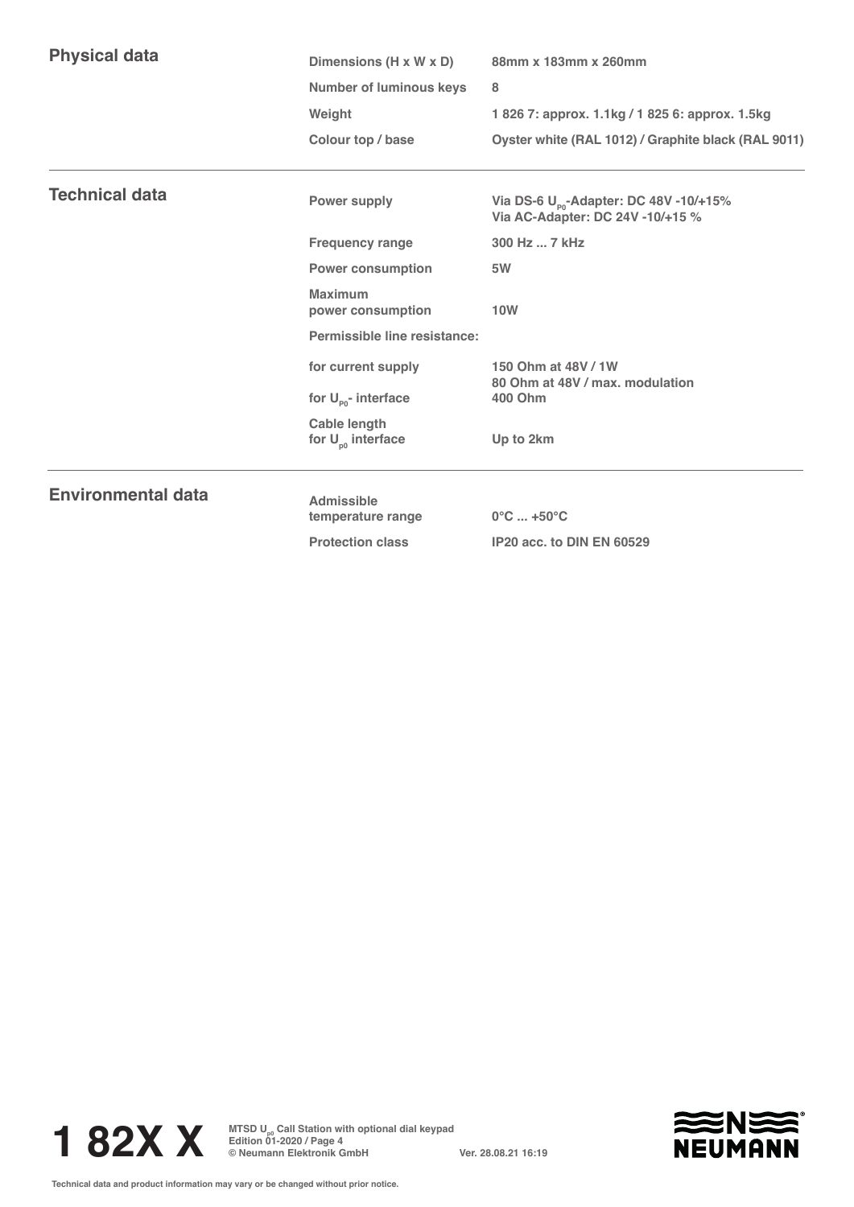## Physical data

| | |
|---|---|
| Dimensions (H x W x D) | 88mm x 183mm x 260mm |
| Number of luminous keys | 8 |
| Weight | 1 826 7: approx. 1.1kg / 1 825 6: approx. 1.5kg |
| Colour top / base | Oyster white (RAL 1012) / Graphite black (RAL 9011) |

## Technical data

| | |
|---|---|
| Power supply | Via DS-6 $U_{P0}$-Adapter: DC 48V -10/+15%<br>Via AC-Adapter: DC 24V -10/+15 % |
| Frequency range | 300 Hz ... 7 kHz |
| Power consumption | 5W |
| Maximum power consumption | 10W |
| Permissible line resistance: | |
| for current supply | 150 Ohm at 48V / 1W<br>80 Ohm at 48V / max. modulation |
| for $U_{P0}$- interface | 400 Ohm |
| Cable length for $U_{p0}$ interface | Up to 2km |

## Environmental data

| | |
|---|---|
| Admissible temperature range | 0°C ... +50°C |
| Protection class | IP20 acc. to DIN EN 60529 |

**1 82X X** MTSD $U_{p0}$ Call Station with optional dial keypad
Edition 01-2020 / Page 4
© Neumann Elektronik GmbH Ver. 28.08.21 16:19

Technical data and product information may vary or be changed without prior notice.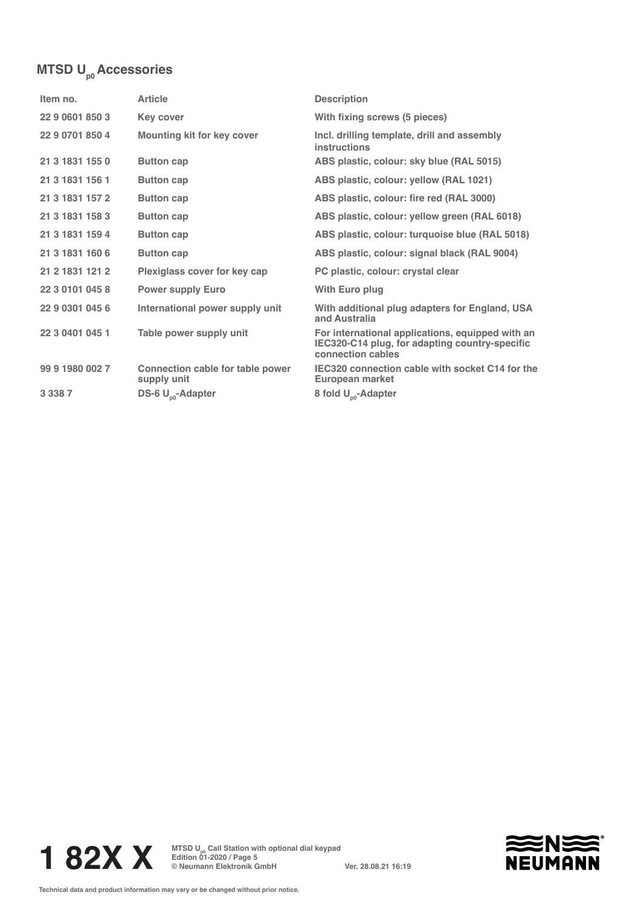## MTSD $U_{p0}$ Accessories

| Item no. | Article | Description |
|---|---|---|
| 22 9 0601 850 3 | Key cover | With fixing screws (5 pieces) |
| 22 9 0701 850 4 | Mounting kit for key cover | Incl. drilling template, drill and assembly instructions |
| 21 3 1831 155 0 | Button cap | ABS plastic, colour: sky blue (RAL 5015) |
| 21 3 1831 156 1 | Button cap | ABS plastic, colour: yellow (RAL 1021) |
| 21 3 1831 157 2 | Button cap | ABS plastic, colour: fire red (RAL 3000) |
| 21 3 1831 158 3 | Button cap | ABS plastic, colour: yellow green (RAL 6018) |
| 21 3 1831 159 4 | Button cap | ABS plastic, colour: turquoise blue (RAL 5018) |
| 21 3 1831 160 6 | Button cap | ABS plastic, colour: signal black (RAL 9004) |
| 21 2 1831 121 2 | Plexiglass cover for key cap | PC plastic, colour: crystal clear |
| 22 3 0101 045 8 | Power supply Euro | With Euro plug |
| 22 9 0301 045 6 | International power supply unit | With additional plug adapters for England, USA and Australia |
| 22 3 0401 045 1 | Table power supply unit | For international applications, equipped with an IEC320-C14 plug, for adapting country-specific connection cables |
| 99 9 1980 002 7 | Connection cable for table power supply unit | IEC320 connection cable with socket C14 for the European market |
| 3 338 7 | DS-6 $U_{p0}$-Adapter | 8 fold $U_{p0}$-Adapter |

**1 82X X** MTSD $U_{p0}$ Call Station with optional dial keypad
Edition 01-2020 / Page 5
© Neumann Elektronik GmbH Ver. 28.08.21 16:19

Technical data and product information may vary or be changed without prior notice.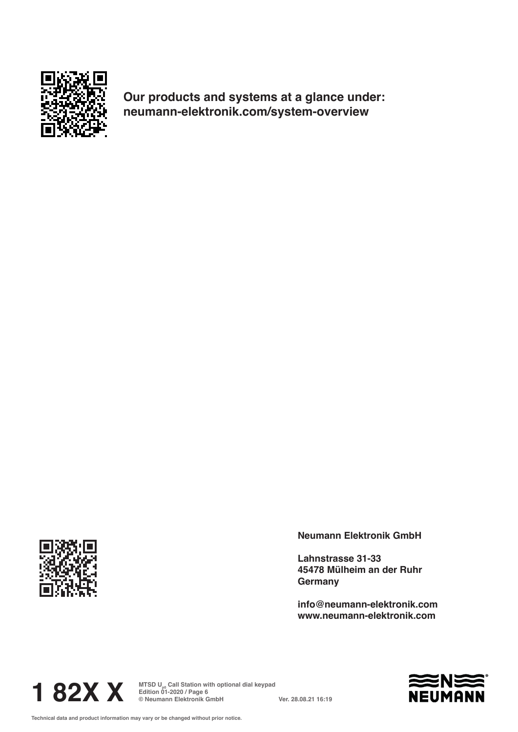**Our products and systems at a glance under:**
**neumann-elektronik.com/system-overview**

**Neumann Elektronik GmbH**

**Lahnstrasse 31-33**
**45478 Mülheim an der Ruhr**
**Germany**

**info@neumann-elektronik.com**
**www.neumann-elektronik.com**

**1 82X X**

**MTSD $U_{p0}$ Call Station with optional dial keypad**
**Edition 01-2020 / Page 6**
**© Neumann Elektronik GmbH**

**Ver. 28.08.21 16:19**

**Technical data and product information may vary or be changed without prior notice.**